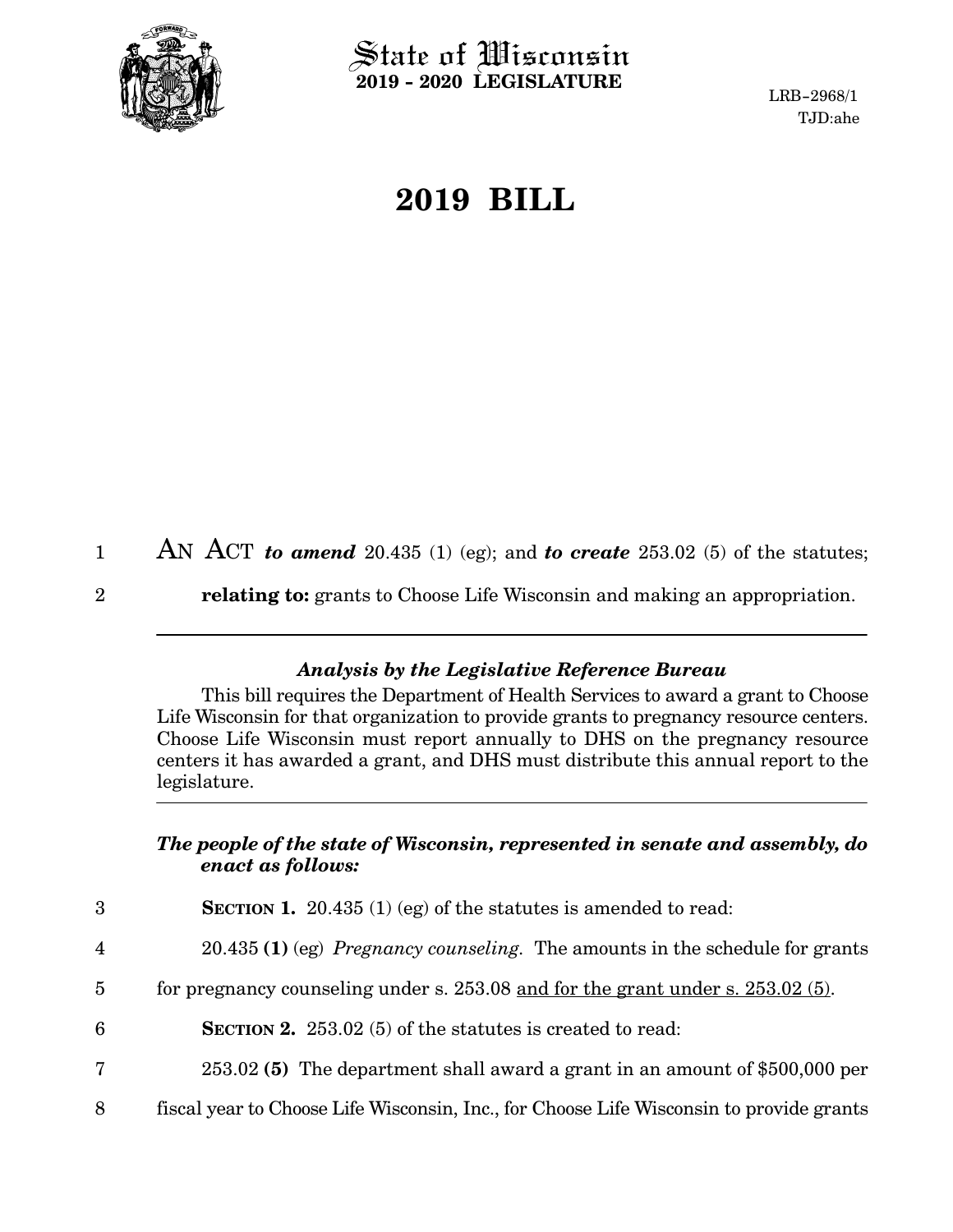State of Wisconsin
**2019 - 2020 LEGISLATURE**

LRB-2968/1
TJD:ahe

# 2019 BILL

AN ACT ***to amend*** 20.435 (1) (eg); and ***to create*** 253.02 (5) of the statutes; **relating to:** grants to Choose Life Wisconsin and making an appropriation.

---

***Analysis by the Legislative Reference Bureau***

This bill requires the Department of Health Services to award a grant to Choose Life Wisconsin for that organization to provide grants to pregnancy resource centers. Choose Life Wisconsin must report annually to DHS on the pregnancy resource centers it has awarded a grant, and DHS must distribute this annual report to the legislature.

---

***The people of the state of Wisconsin, represented in senate and assembly, do enact as follows:***

**SECTION 1.** 20.435 (1) (eg) of the statutes is amended to read:

20.435 **(1)** (eg) *Pregnancy counseling.* The amounts in the schedule for grants for pregnancy counseling under s. 253.08 and for the grant under s. 253.02 (5).

**SECTION 2.** 253.02 (5) of the statutes is created to read:

253.02 **(5)** The department shall award a grant in an amount of $500,000 per fiscal year to Choose Life Wisconsin, Inc., for Choose Life Wisconsin to provide grants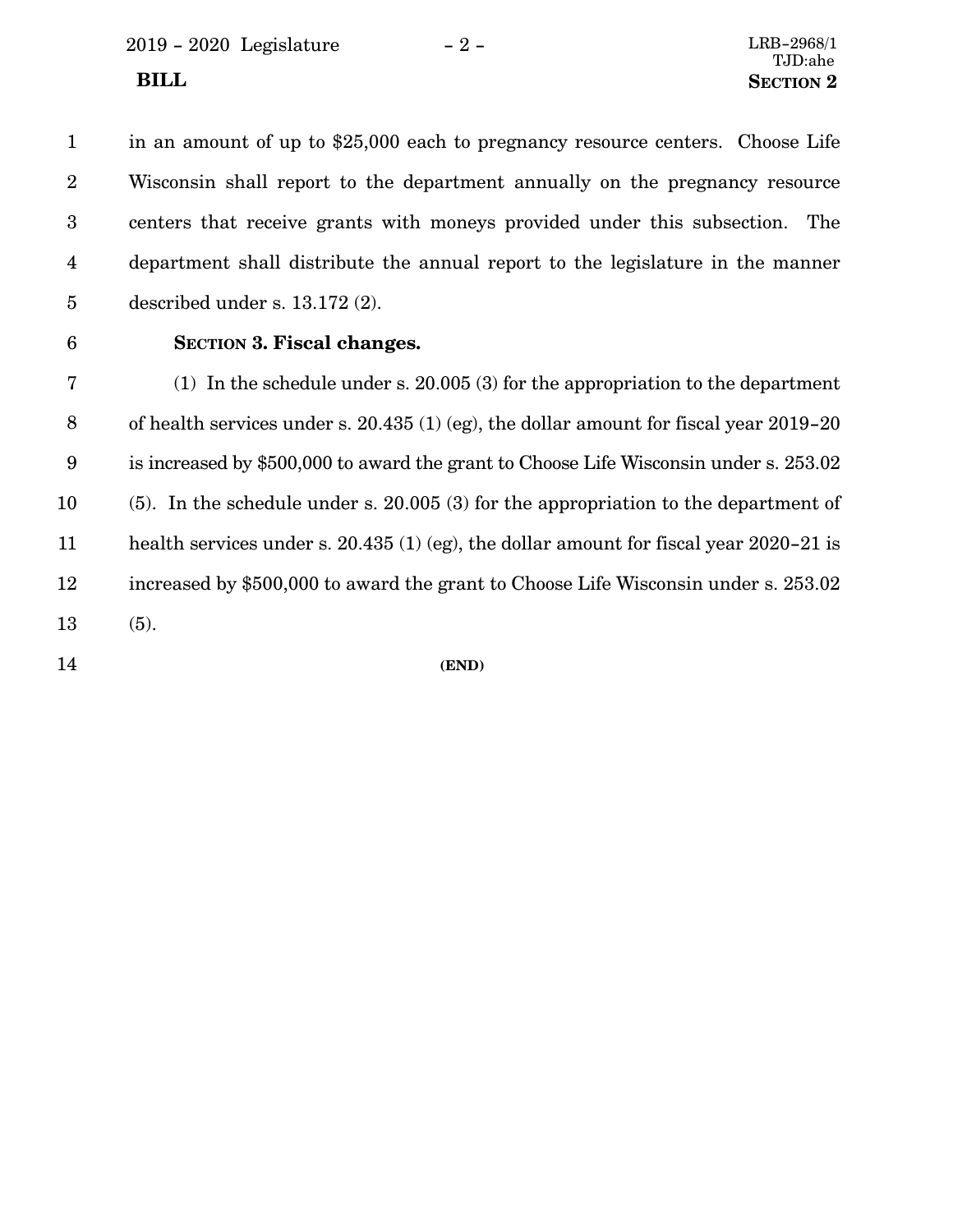in an amount of up to $25,000 each to pregnancy resource centers. Choose Life Wisconsin shall report to the department annually on the pregnancy resource centers that receive grants with moneys provided under this subsection. The department shall distribute the annual report to the legislature in the manner described under s. 13.172 (2).

**SECTION 3. Fiscal changes.**

(1) In the schedule under s. 20.005 (3) for the appropriation to the department of health services under s. 20.435 (1) (eg), the dollar amount for fiscal year 2019-20 is increased by $500,000 to award the grant to Choose Life Wisconsin under s. 253.02 (5). In the schedule under s. 20.005 (3) for the appropriation to the department of health services under s. 20.435 (1) (eg), the dollar amount for fiscal year 2020-21 is increased by $500,000 to award the grant to Choose Life Wisconsin under s. 253.02 (5).

**(END)**